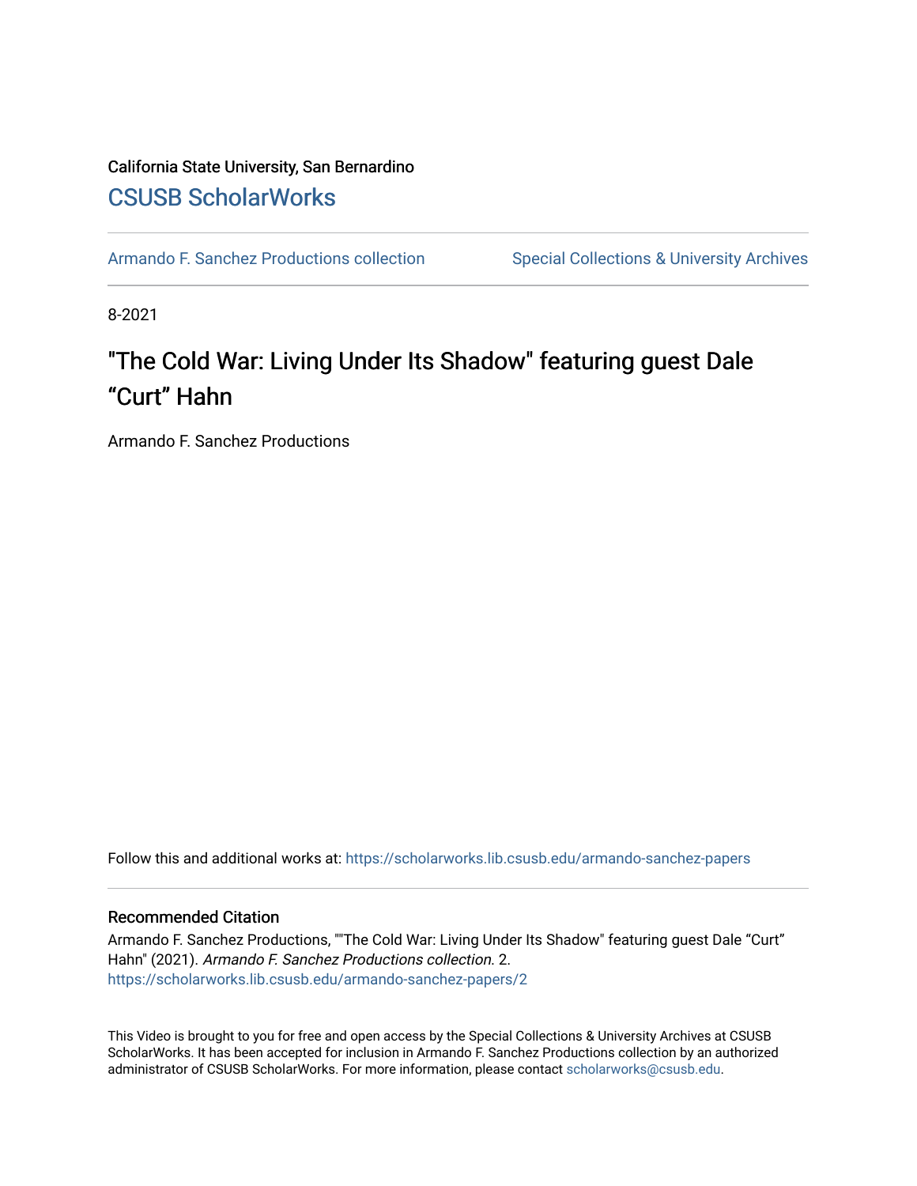California State University, San Bernardino

## CSUSB ScholarWorks

Armando F. Sanchez Productions collection | Special Collections & University Archives

8-2021

# "The Cold War: Living Under Its Shadow" featuring guest Dale “Curt” Hahn

Armando F. Sanchez Productions

Follow this and additional works at: https://scholarworks.lib.csusb.edu/armando-sanchez-papers

### Recommended Citation

Armando F. Sanchez Productions, ""The Cold War: Living Under Its Shadow" featuring guest Dale “Curt” Hahn" (2021). *Armando F. Sanchez Productions collection*. 2.
https://scholarworks.lib.csusb.edu/armando-sanchez-papers/2

This Video is brought to you for free and open access by the Special Collections & University Archives at CSUSB ScholarWorks. It has been accepted for inclusion in Armando F. Sanchez Productions collection by an authorized administrator of CSUSB ScholarWorks. For more information, please contact scholarworks@csusb.edu.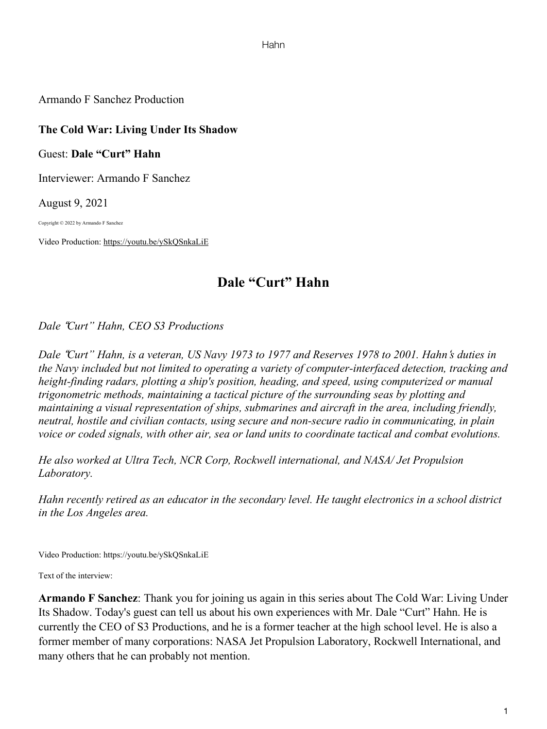Armando F Sanchez Production

**The Cold War: Living Under Its Shadow**

Guest: **Dale "Curt" Hahn**

Interviewer: Armando F Sanchez

August 9, 2021

Copyright © 2022 by Armando F Sanchez

Video Production: https://youtu.be/ySkQSnkaLiE

# Dale "Curt" Hahn

*Dale "Curt" Hahn, CEO S3 Productions*

*Dale "Curt" Hahn, is a veteran, US Navy 1973 to 1977 and Reserves 1978 to 2001. Hahn's duties in the Navy included but not limited to operating a variety of computer-interfaced detection, tracking and height-finding radars, plotting a ship's position, heading, and speed, using computerized or manual trigonometric methods, maintaining a tactical picture of the surrounding seas by plotting and maintaining a visual representation of ships, submarines and aircraft in the area, including friendly, neutral, hostile and civilian contacts, using secure and non-secure radio in communicating, in plain voice or coded signals, with other air, sea or land units to coordinate tactical and combat evolutions.*

*He also worked at Ultra Tech, NCR Corp, Rockwell international, and NASA/ Jet Propulsion Laboratory.*

*Hahn recently retired as an educator in the secondary level. He taught electronics in a school district in the Los Angeles area.*

Video Production: https://youtu.be/ySkQSnkaLiE

Text of the interview:

**Armando F Sanchez**: Thank you for joining us again in this series about The Cold War: Living Under Its Shadow. Today's guest can tell us about his own experiences with Mr. Dale "Curt" Hahn. He is currently the CEO of S3 Productions, and he is a former teacher at the high school level. He is also a former member of many corporations: NASA Jet Propulsion Laboratory, Rockwell International, and many others that he can probably not mention.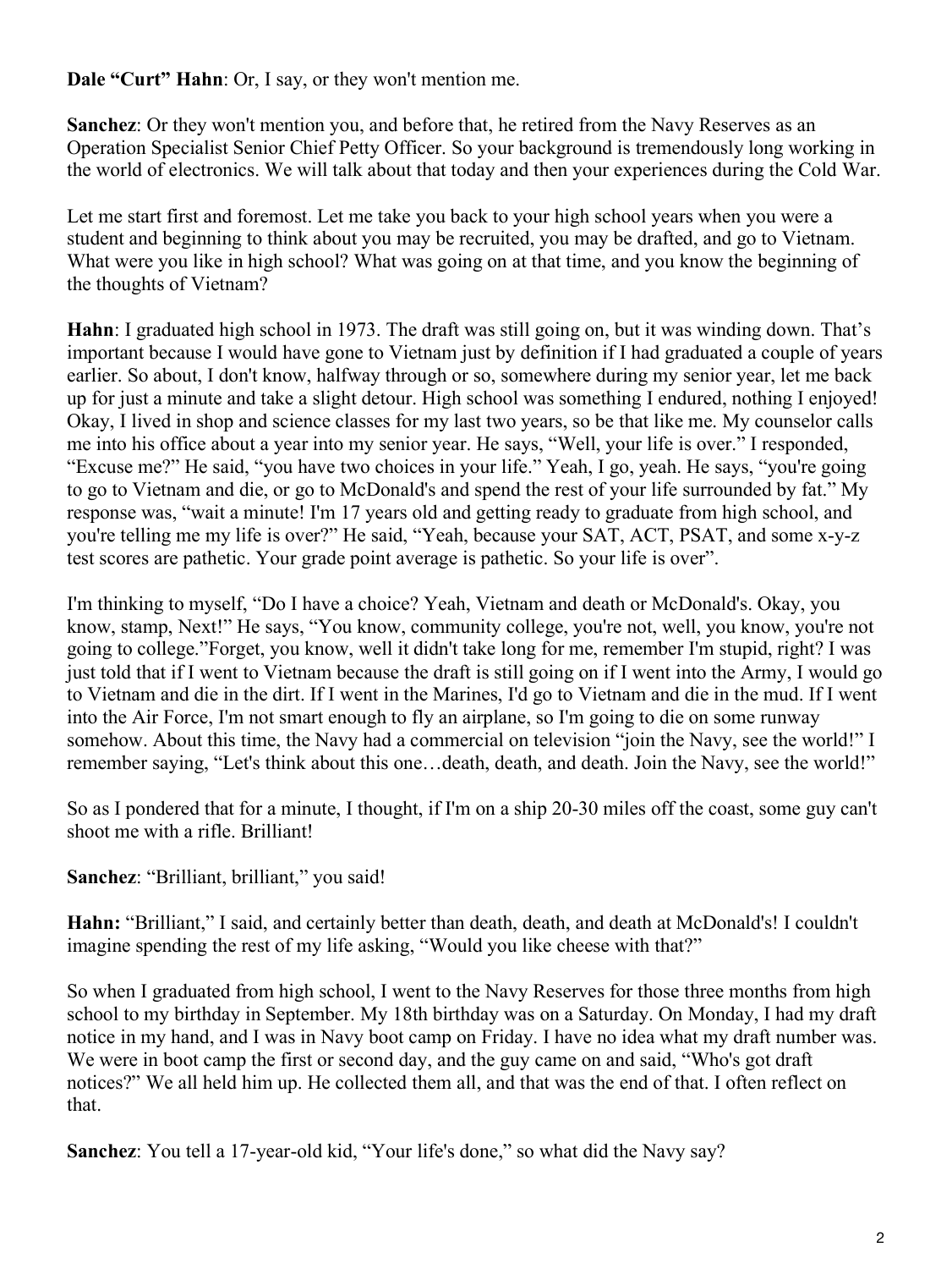**Dale "Curt" Hahn**: Or, I say, or they won't mention me.

**Sanchez**: Or they won't mention you, and before that, he retired from the Navy Reserves as an Operation Specialist Senior Chief Petty Officer. So your background is tremendously long working in the world of electronics. We will talk about that today and then your experiences during the Cold War.

Let me start first and foremost. Let me take you back to your high school years when you were a student and beginning to think about you may be recruited, you may be drafted, and go to Vietnam. What were you like in high school? What was going on at that time, and you know the beginning of the thoughts of Vietnam?

**Hahn**: I graduated high school in 1973. The draft was still going on, but it was winding down. That's important because I would have gone to Vietnam just by definition if I had graduated a couple of years earlier. So about, I don't know, halfway through or so, somewhere during my senior year, let me back up for just a minute and take a slight detour. High school was something I endured, nothing I enjoyed! Okay, I lived in shop and science classes for my last two years, so be that like me. My counselor calls me into his office about a year into my senior year. He says, "Well, your life is over." I responded, "Excuse me?" He said, "you have two choices in your life." Yeah, I go, yeah. He says, "you're going to go to Vietnam and die, or go to McDonald's and spend the rest of your life surrounded by fat." My response was, "wait a minute! I'm 17 years old and getting ready to graduate from high school, and you're telling me my life is over?" He said, "Yeah, because your SAT, ACT, PSAT, and some x-y-z test scores are pathetic. Your grade point average is pathetic. So your life is over".

I'm thinking to myself, "Do I have a choice? Yeah, Vietnam and death or McDonald's. Okay, you know, stamp, Next!" He says, "You know, community college, you're not, well, you know, you're not going to college."Forget, you know, well it didn't take long for me, remember I'm stupid, right? I was just told that if I went to Vietnam because the draft is still going on if I went into the Army, I would go to Vietnam and die in the dirt. If I went in the Marines, I'd go to Vietnam and die in the mud. If I went into the Air Force, I'm not smart enough to fly an airplane, so I'm going to die on some runway somehow. About this time, the Navy had a commercial on television "join the Navy, see the world!" I remember saying, "Let's think about this one…death, death, and death. Join the Navy, see the world!"

So as I pondered that for a minute, I thought, if I'm on a ship 20-30 miles off the coast, some guy can't shoot me with a rifle. Brilliant!

**Sanchez**: "Brilliant, brilliant," you said!

**Hahn:** "Brilliant," I said, and certainly better than death, death, and death at McDonald's! I couldn't imagine spending the rest of my life asking, "Would you like cheese with that?"

So when I graduated from high school, I went to the Navy Reserves for those three months from high school to my birthday in September. My 18th birthday was on a Saturday. On Monday, I had my draft notice in my hand, and I was in Navy boot camp on Friday. I have no idea what my draft number was. We were in boot camp the first or second day, and the guy came on and said, "Who's got draft notices?" We all held him up. He collected them all, and that was the end of that. I often reflect on that.

**Sanchez**: You tell a 17-year-old kid, "Your life's done," so what did the Navy say?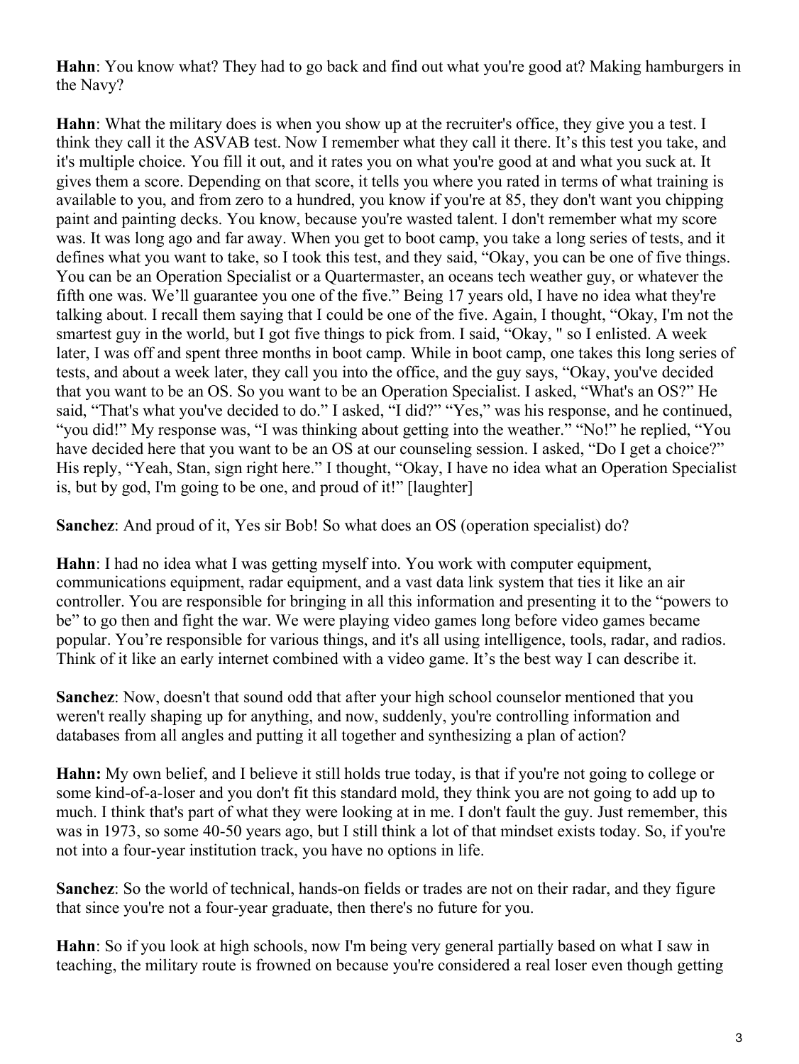**Hahn**: You know what? They had to go back and find out what you're good at? Making hamburgers in the Navy?

**Hahn**: What the military does is when you show up at the recruiter's office, they give you a test. I think they call it the ASVAB test. Now I remember what they call it there. It's this test you take, and it's multiple choice. You fill it out, and it rates you on what you're good at and what you suck at. It gives them a score. Depending on that score, it tells you where you rated in terms of what training is available to you, and from zero to a hundred, you know if you're at 85, they don't want you chipping paint and painting decks. You know, because you're wasted talent. I don't remember what my score was. It was long ago and far away. When you get to boot camp, you take a long series of tests, and it defines what you want to take, so I took this test, and they said, "Okay, you can be one of five things. You can be an Operation Specialist or a Quartermaster, an oceans tech weather guy, or whatever the fifth one was. We'll guarantee you one of the five." Being 17 years old, I have no idea what they're talking about. I recall them saying that I could be one of the five. Again, I thought, "Okay, I'm not the smartest guy in the world, but I got five things to pick from. I said, "Okay, " so I enlisted. A week later, I was off and spent three months in boot camp. While in boot camp, one takes this long series of tests, and about a week later, they call you into the office, and the guy says, "Okay, you've decided that you want to be an OS. So you want to be an Operation Specialist. I asked, "What's an OS?" He said, "That's what you've decided to do." I asked, "I did?" "Yes," was his response, and he continued, "you did!" My response was, "I was thinking about getting into the weather." "No!" he replied, "You have decided here that you want to be an OS at our counseling session. I asked, "Do I get a choice?" His reply, "Yeah, Stan, sign right here." I thought, "Okay, I have no idea what an Operation Specialist is, but by god, I'm going to be one, and proud of it!" [laughter]

**Sanchez**: And proud of it, Yes sir Bob! So what does an OS (operation specialist) do?

**Hahn**: I had no idea what I was getting myself into. You work with computer equipment, communications equipment, radar equipment, and a vast data link system that ties it like an air controller. You are responsible for bringing in all this information and presenting it to the "powers to be" to go then and fight the war. We were playing video games long before video games became popular. You're responsible for various things, and it's all using intelligence, tools, radar, and radios. Think of it like an early internet combined with a video game. It's the best way I can describe it.

**Sanchez**: Now, doesn't that sound odd that after your high school counselor mentioned that you weren't really shaping up for anything, and now, suddenly, you're controlling information and databases from all angles and putting it all together and synthesizing a plan of action?

**Hahn:** My own belief, and I believe it still holds true today, is that if you're not going to college or some kind-of-a-loser and you don't fit this standard mold, they think you are not going to add up to much. I think that's part of what they were looking at in me. I don't fault the guy. Just remember, this was in 1973, so some 40-50 years ago, but I still think a lot of that mindset exists today. So, if you're not into a four-year institution track, you have no options in life.

**Sanchez**: So the world of technical, hands-on fields or trades are not on their radar, and they figure that since you're not a four-year graduate, then there's no future for you.

**Hahn**: So if you look at high schools, now I'm being very general partially based on what I saw in teaching, the military route is frowned on because you're considered a real loser even though getting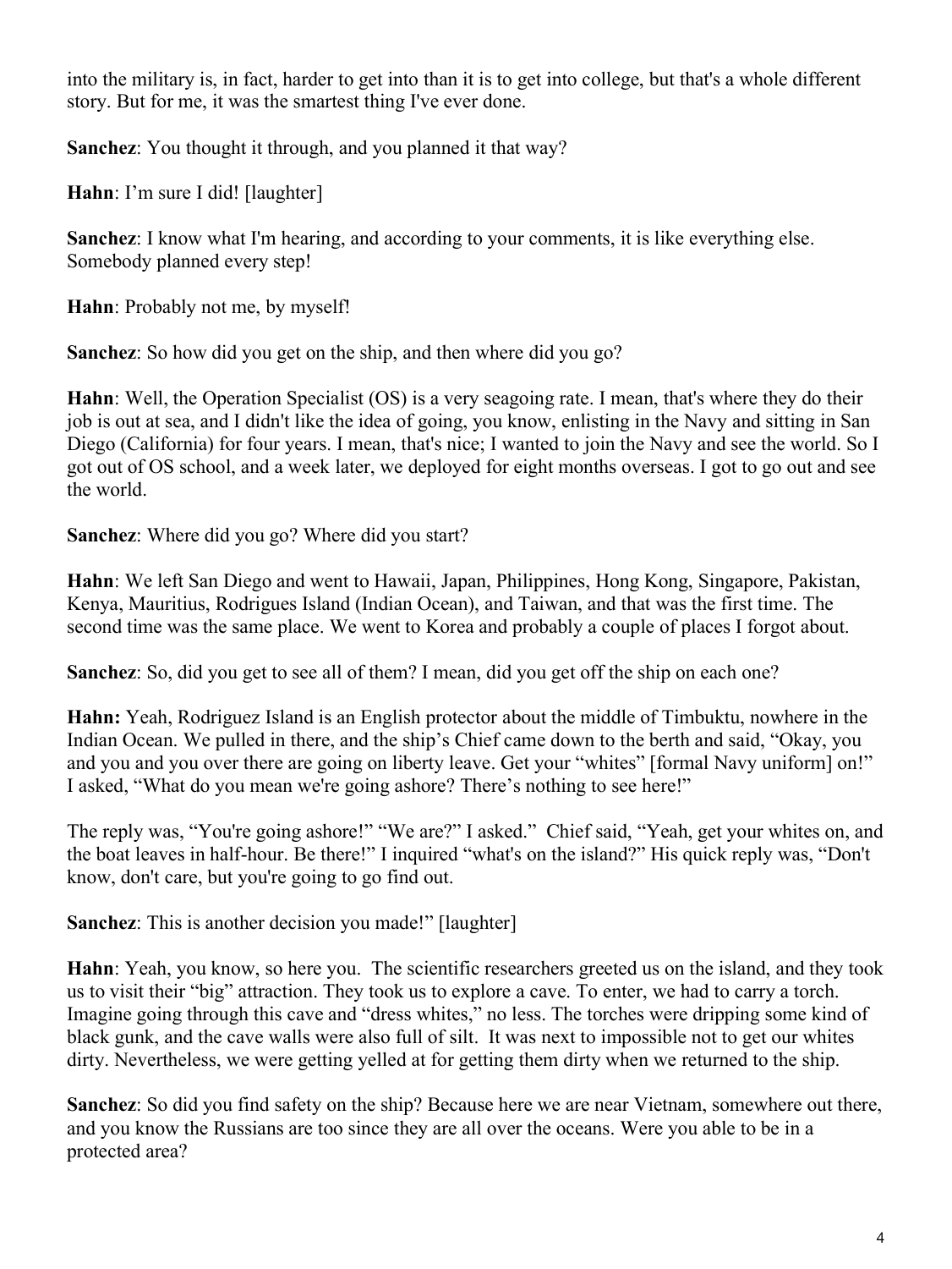into the military is, in fact, harder to get into than it is to get into college, but that's a whole different story. But for me, it was the smartest thing I've ever done.

**Sanchez**: You thought it through, and you planned it that way?

**Hahn**: I'm sure I did! [laughter]

**Sanchez**: I know what I'm hearing, and according to your comments, it is like everything else. Somebody planned every step!

**Hahn**: Probably not me, by myself!

**Sanchez**: So how did you get on the ship, and then where did you go?

**Hahn**: Well, the Operation Specialist (OS) is a very seagoing rate. I mean, that's where they do their job is out at sea, and I didn't like the idea of going, you know, enlisting in the Navy and sitting in San Diego (California) for four years. I mean, that's nice; I wanted to join the Navy and see the world. So I got out of OS school, and a week later, we deployed for eight months overseas. I got to go out and see the world.

**Sanchez**: Where did you go? Where did you start?

**Hahn**: We left San Diego and went to Hawaii, Japan, Philippines, Hong Kong, Singapore, Pakistan, Kenya, Mauritius, Rodrigues Island (Indian Ocean), and Taiwan, and that was the first time. The second time was the same place. We went to Korea and probably a couple of places I forgot about.

**Sanchez**: So, did you get to see all of them? I mean, did you get off the ship on each one?

**Hahn:** Yeah, Rodriguez Island is an English protector about the middle of Timbuktu, nowhere in the Indian Ocean. We pulled in there, and the ship's Chief came down to the berth and said, "Okay, you and you and you over there are going on liberty leave. Get your "whites" [formal Navy uniform] on!" I asked, "What do you mean we're going ashore? There's nothing to see here!"

The reply was, "You're going ashore!" "We are?" I asked." Chief said, "Yeah, get your whites on, and the boat leaves in half-hour. Be there!" I inquired "what's on the island?" His quick reply was, "Don't know, don't care, but you're going to go find out.

**Sanchez**: This is another decision you made!" [laughter]

**Hahn**: Yeah, you know, so here you. The scientific researchers greeted us on the island, and they took us to visit their "big" attraction. They took us to explore a cave. To enter, we had to carry a torch. Imagine going through this cave and "dress whites," no less. The torches were dripping some kind of black gunk, and the cave walls were also full of silt. It was next to impossible not to get our whites dirty. Nevertheless, we were getting yelled at for getting them dirty when we returned to the ship.

**Sanchez**: So did you find safety on the ship? Because here we are near Vietnam, somewhere out there, and you know the Russians are too since they are all over the oceans. Were you able to be in a protected area?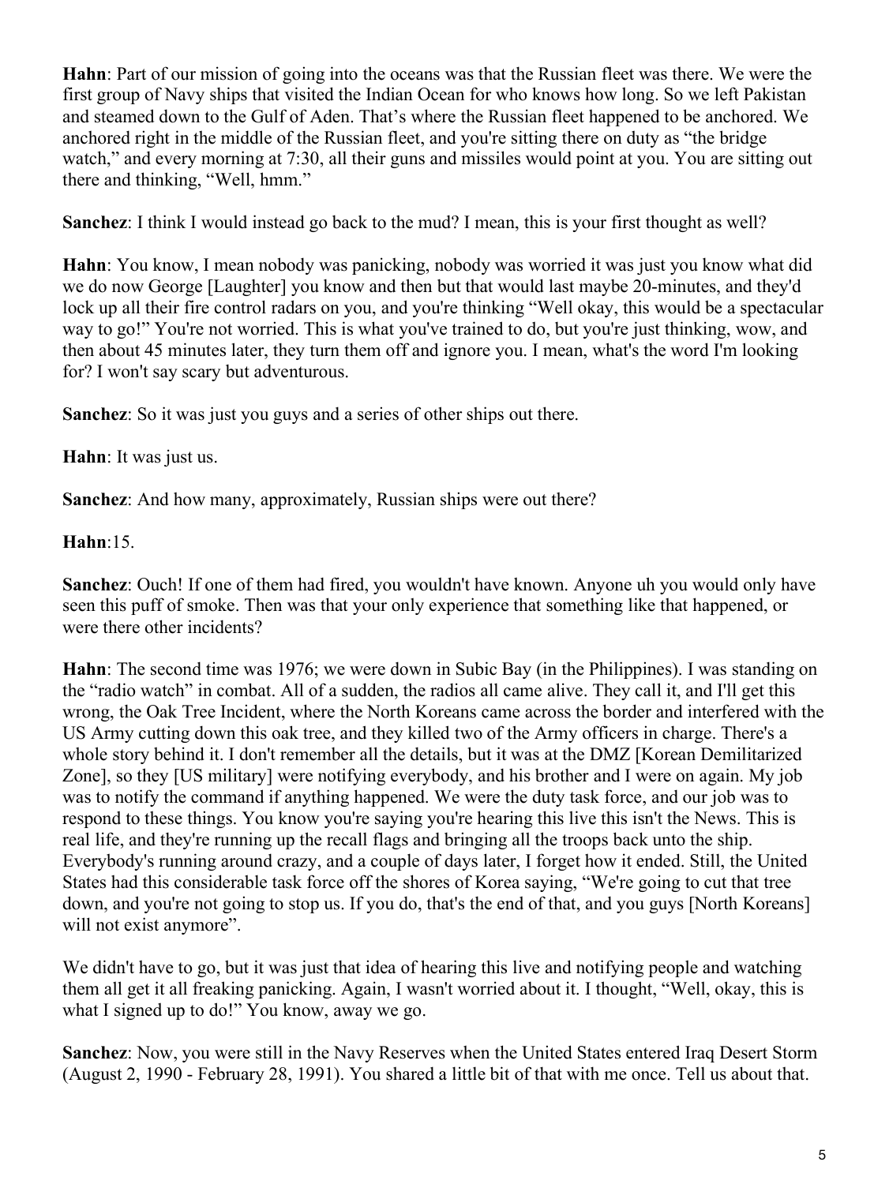**Hahn**: Part of our mission of going into the oceans was that the Russian fleet was there. We were the first group of Navy ships that visited the Indian Ocean for who knows how long. So we left Pakistan and steamed down to the Gulf of Aden. That's where the Russian fleet happened to be anchored. We anchored right in the middle of the Russian fleet, and you're sitting there on duty as "the bridge watch," and every morning at 7:30, all their guns and missiles would point at you. You are sitting out there and thinking, "Well, hmm."

**Sanchez**: I think I would instead go back to the mud? I mean, this is your first thought as well?

**Hahn**: You know, I mean nobody was panicking, nobody was worried it was just you know what did we do now George [Laughter] you know and then but that would last maybe 20-minutes, and they'd lock up all their fire control radars on you, and you're thinking "Well okay, this would be a spectacular way to go!" You're not worried. This is what you've trained to do, but you're just thinking, wow, and then about 45 minutes later, they turn them off and ignore you. I mean, what's the word I'm looking for? I won't say scary but adventurous.

**Sanchez**: So it was just you guys and a series of other ships out there.

**Hahn**: It was just us.

**Sanchez**: And how many, approximately, Russian ships were out there?

**Hahn**:15.

**Sanchez**: Ouch! If one of them had fired, you wouldn't have known. Anyone uh you would only have seen this puff of smoke. Then was that your only experience that something like that happened, or were there other incidents?

**Hahn**: The second time was 1976; we were down in Subic Bay (in the Philippines). I was standing on the "radio watch" in combat. All of a sudden, the radios all came alive. They call it, and I'll get this wrong, the Oak Tree Incident, where the North Koreans came across the border and interfered with the US Army cutting down this oak tree, and they killed two of the Army officers in charge. There's a whole story behind it. I don't remember all the details, but it was at the DMZ [Korean Demilitarized Zone], so they [US military] were notifying everybody, and his brother and I were on again. My job was to notify the command if anything happened. We were the duty task force, and our job was to respond to these things. You know you're saying you're hearing this live this isn't the News. This is real life, and they're running up the recall flags and bringing all the troops back unto the ship. Everybody's running around crazy, and a couple of days later, I forget how it ended. Still, the United States had this considerable task force off the shores of Korea saying, "We're going to cut that tree down, and you're not going to stop us. If you do, that's the end of that, and you guys [North Koreans] will not exist anymore".

We didn't have to go, but it was just that idea of hearing this live and notifying people and watching them all get it all freaking panicking. Again, I wasn't worried about it. I thought, "Well, okay, this is what I signed up to do!" You know, away we go.

**Sanchez**: Now, you were still in the Navy Reserves when the United States entered Iraq Desert Storm (August 2, 1990 - February 28, 1991). You shared a little bit of that with me once. Tell us about that.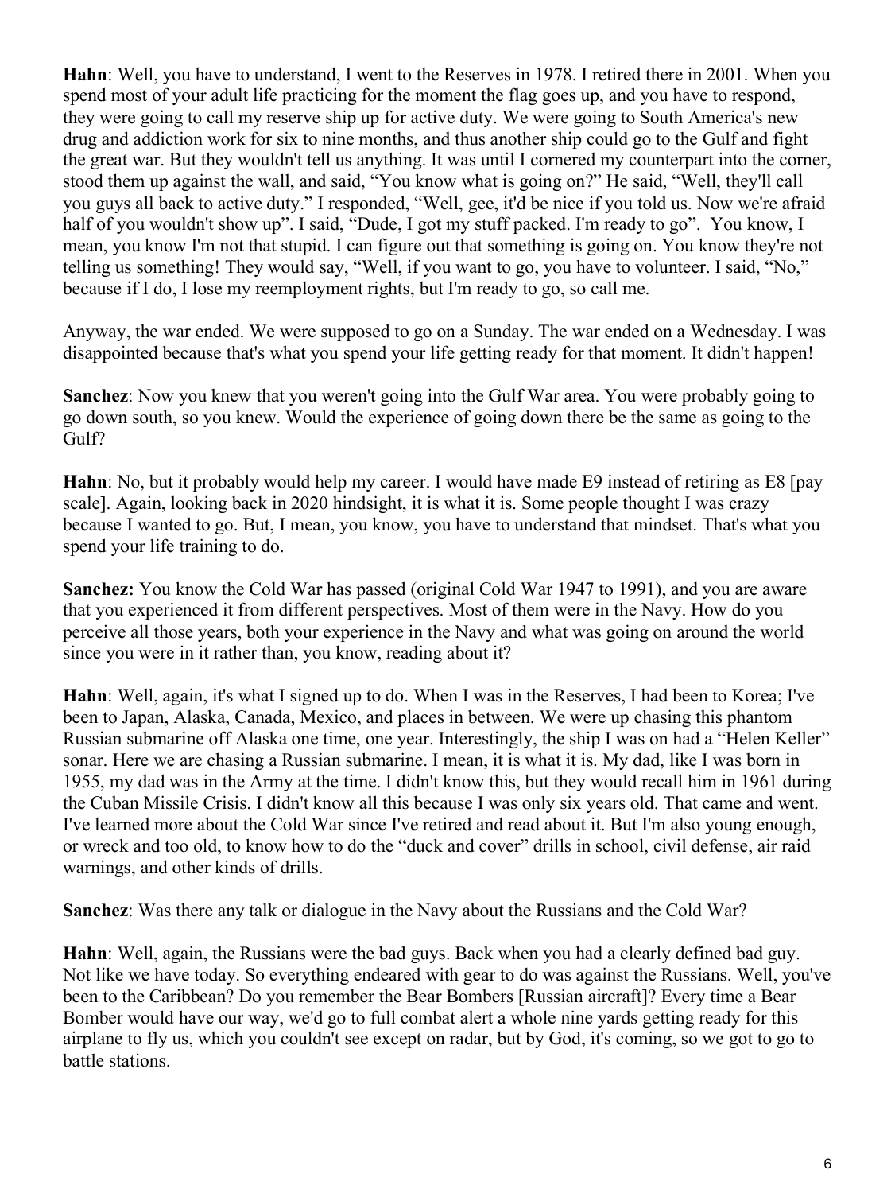**Hahn**: Well, you have to understand, I went to the Reserves in 1978. I retired there in 2001. When you spend most of your adult life practicing for the moment the flag goes up, and you have to respond, they were going to call my reserve ship up for active duty. We were going to South America's new drug and addiction work for six to nine months, and thus another ship could go to the Gulf and fight the great war. But they wouldn't tell us anything. It was until I cornered my counterpart into the corner, stood them up against the wall, and said, “You know what is going on?” He said, “Well, they'll call you guys all back to active duty.” I responded, “Well, gee, it'd be nice if you told us. Now we're afraid half of you wouldn't show up”. I said, “Dude, I got my stuff packed. I'm ready to go”. You know, I mean, you know I'm not that stupid. I can figure out that something is going on. You know they're not telling us something! They would say, “Well, if you want to go, you have to volunteer. I said, “No,” because if I do, I lose my reemployment rights, but I'm ready to go, so call me.

Anyway, the war ended. We were supposed to go on a Sunday. The war ended on a Wednesday. I was disappointed because that's what you spend your life getting ready for that moment. It didn't happen!

**Sanchez**: Now you knew that you weren't going into the Gulf War area. You were probably going to go down south, so you knew. Would the experience of going down there be the same as going to the Gulf?

**Hahn**: No, but it probably would help my career. I would have made E9 instead of retiring as E8 [pay scale]. Again, looking back in 2020 hindsight, it is what it is. Some people thought I was crazy because I wanted to go. But, I mean, you know, you have to understand that mindset. That's what you spend your life training to do.

**Sanchez:** You know the Cold War has passed (original Cold War 1947 to 1991), and you are aware that you experienced it from different perspectives. Most of them were in the Navy. How do you perceive all those years, both your experience in the Navy and what was going on around the world since you were in it rather than, you know, reading about it?

**Hahn**: Well, again, it's what I signed up to do. When I was in the Reserves, I had been to Korea; I've been to Japan, Alaska, Canada, Mexico, and places in between. We were up chasing this phantom Russian submarine off Alaska one time, one year. Interestingly, the ship I was on had a “Helen Keller” sonar. Here we are chasing a Russian submarine. I mean, it is what it is. My dad, like I was born in 1955, my dad was in the Army at the time. I didn't know this, but they would recall him in 1961 during the Cuban Missile Crisis. I didn't know all this because I was only six years old. That came and went. I've learned more about the Cold War since I've retired and read about it. But I'm also young enough, or wreck and too old, to know how to do the “duck and cover” drills in school, civil defense, air raid warnings, and other kinds of drills.

**Sanchez**: Was there any talk or dialogue in the Navy about the Russians and the Cold War?

**Hahn**: Well, again, the Russians were the bad guys. Back when you had a clearly defined bad guy. Not like we have today. So everything endeared with gear to do was against the Russians. Well, you've been to the Caribbean? Do you remember the Bear Bombers [Russian aircraft]? Every time a Bear Bomber would have our way, we'd go to full combat alert a whole nine yards getting ready for this airplane to fly us, which you couldn't see except on radar, but by God, it's coming, so we got to go to battle stations.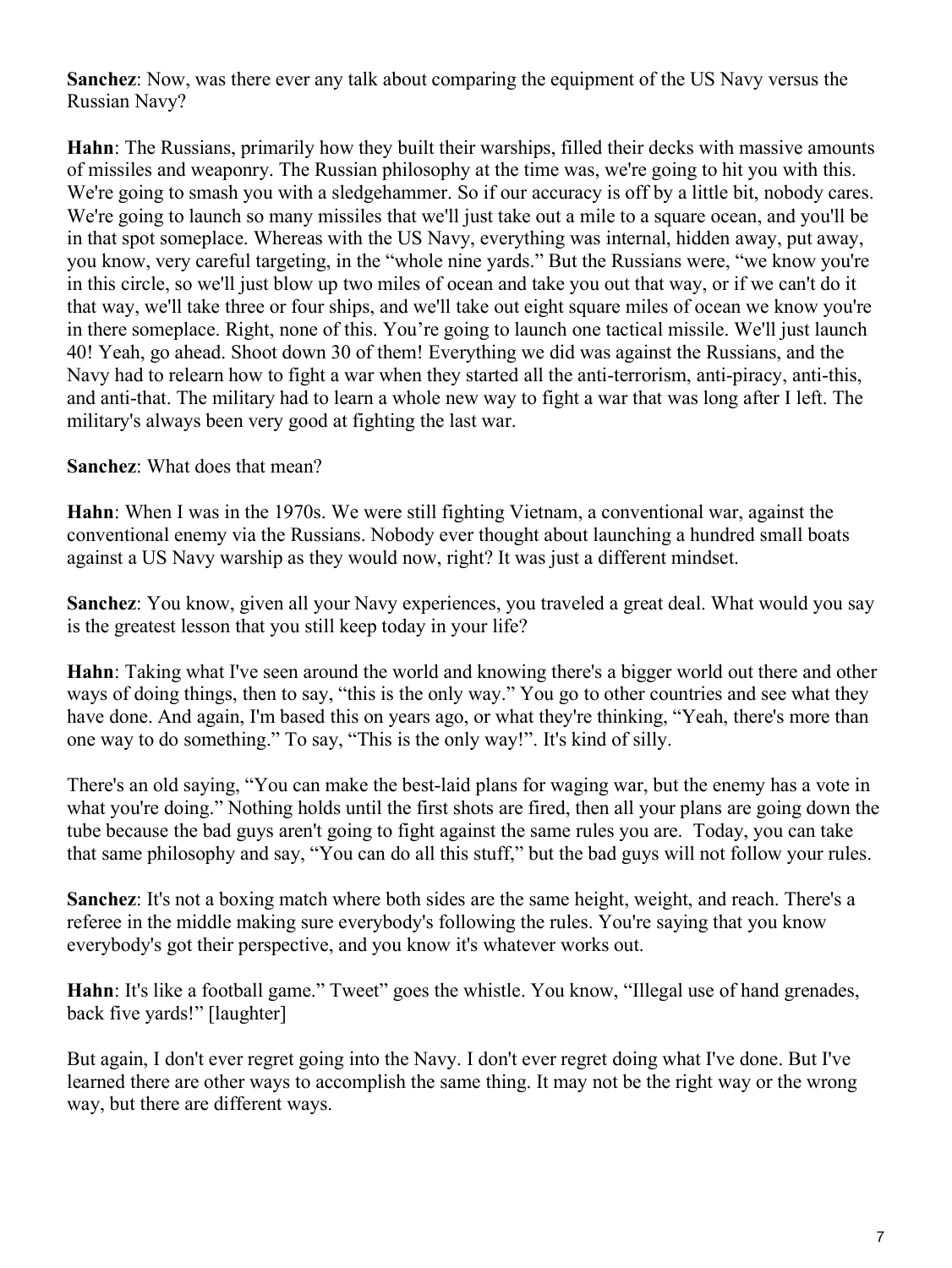**Sanchez**: Now, was there ever any talk about comparing the equipment of the US Navy versus the Russian Navy?

**Hahn**: The Russians, primarily how they built their warships, filled their decks with massive amounts of missiles and weaponry. The Russian philosophy at the time was, we're going to hit you with this. We're going to smash you with a sledgehammer. So if our accuracy is off by a little bit, nobody cares. We're going to launch so many missiles that we'll just take out a mile to a square ocean, and you'll be in that spot someplace. Whereas with the US Navy, everything was internal, hidden away, put away, you know, very careful targeting, in the "whole nine yards." But the Russians were, "we know you're in this circle, so we'll just blow up two miles of ocean and take you out that way, or if we can't do it that way, we'll take three or four ships, and we'll take out eight square miles of ocean we know you're in there someplace. Right, none of this. You're going to launch one tactical missile. We'll just launch 40! Yeah, go ahead. Shoot down 30 of them! Everything we did was against the Russians, and the Navy had to relearn how to fight a war when they started all the anti-terrorism, anti-piracy, anti-this, and anti-that. The military had to learn a whole new way to fight a war that was long after I left. The military's always been very good at fighting the last war.

**Sanchez**: What does that mean?

**Hahn**: When I was in the 1970s. We were still fighting Vietnam, a conventional war, against the conventional enemy via the Russians. Nobody ever thought about launching a hundred small boats against a US Navy warship as they would now, right? It was just a different mindset.

**Sanchez**: You know, given all your Navy experiences, you traveled a great deal. What would you say is the greatest lesson that you still keep today in your life?

**Hahn**: Taking what I've seen around the world and knowing there's a bigger world out there and other ways of doing things, then to say, "this is the only way." You go to other countries and see what they have done. And again, I'm based this on years ago, or what they're thinking, "Yeah, there's more than one way to do something." To say, "This is the only way!". It's kind of silly.

There's an old saying, "You can make the best-laid plans for waging war, but the enemy has a vote in what you're doing." Nothing holds until the first shots are fired, then all your plans are going down the tube because the bad guys aren't going to fight against the same rules you are. Today, you can take that same philosophy and say, "You can do all this stuff," but the bad guys will not follow your rules.

**Sanchez**: It's not a boxing match where both sides are the same height, weight, and reach. There's a referee in the middle making sure everybody's following the rules. You're saying that you know everybody's got their perspective, and you know it's whatever works out.

**Hahn**: It's like a football game." Tweet" goes the whistle. You know, "Illegal use of hand grenades, back five yards!" [laughter]

But again, I don't ever regret going into the Navy. I don't ever regret doing what I've done. But I've learned there are other ways to accomplish the same thing. It may not be the right way or the wrong way, but there are different ways.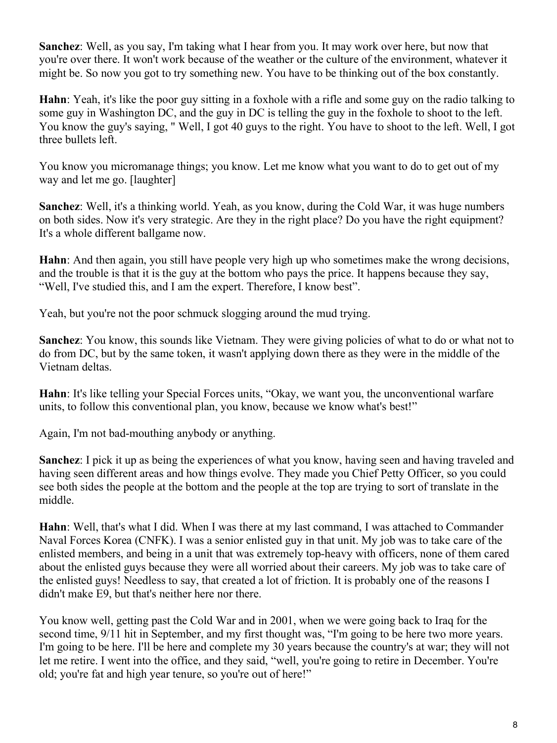**Sanchez**: Well, as you say, I'm taking what I hear from you. It may work over here, but now that you're over there. It won't work because of the weather or the culture of the environment, whatever it might be. So now you got to try something new. You have to be thinking out of the box constantly.

**Hahn**: Yeah, it's like the poor guy sitting in a foxhole with a rifle and some guy on the radio talking to some guy in Washington DC, and the guy in DC is telling the guy in the foxhole to shoot to the left. You know the guy's saying, " Well, I got 40 guys to the right. You have to shoot to the left. Well, I got three bullets left.

You know you micromanage things; you know. Let me know what you want to do to get out of my way and let me go. [laughter]

**Sanchez**: Well, it's a thinking world. Yeah, as you know, during the Cold War, it was huge numbers on both sides. Now it's very strategic. Are they in the right place? Do you have the right equipment? It's a whole different ballgame now.

**Hahn**: And then again, you still have people very high up who sometimes make the wrong decisions, and the trouble is that it is the guy at the bottom who pays the price. It happens because they say, "Well, I've studied this, and I am the expert. Therefore, I know best".

Yeah, but you're not the poor schmuck slogging around the mud trying.

**Sanchez**: You know, this sounds like Vietnam. They were giving policies of what to do or what not to do from DC, but by the same token, it wasn't applying down there as they were in the middle of the Vietnam deltas.

**Hahn**: It's like telling your Special Forces units, "Okay, we want you, the unconventional warfare units, to follow this conventional plan, you know, because we know what's best!"

Again, I'm not bad-mouthing anybody or anything.

**Sanchez**: I pick it up as being the experiences of what you know, having seen and having traveled and having seen different areas and how things evolve. They made you Chief Petty Officer, so you could see both sides the people at the bottom and the people at the top are trying to sort of translate in the middle.

**Hahn**: Well, that's what I did. When I was there at my last command, I was attached to Commander Naval Forces Korea (CNFK). I was a senior enlisted guy in that unit. My job was to take care of the enlisted members, and being in a unit that was extremely top-heavy with officers, none of them cared about the enlisted guys because they were all worried about their careers. My job was to take care of the enlisted guys! Needless to say, that created a lot of friction. It is probably one of the reasons I didn't make E9, but that's neither here nor there.

You know well, getting past the Cold War and in 2001, when we were going back to Iraq for the second time, 9/11 hit in September, and my first thought was, "I'm going to be here two more years. I'm going to be here. I'll be here and complete my 30 years because the country's at war; they will not let me retire. I went into the office, and they said, "well, you're going to retire in December. You're old; you're fat and high year tenure, so you're out of here!"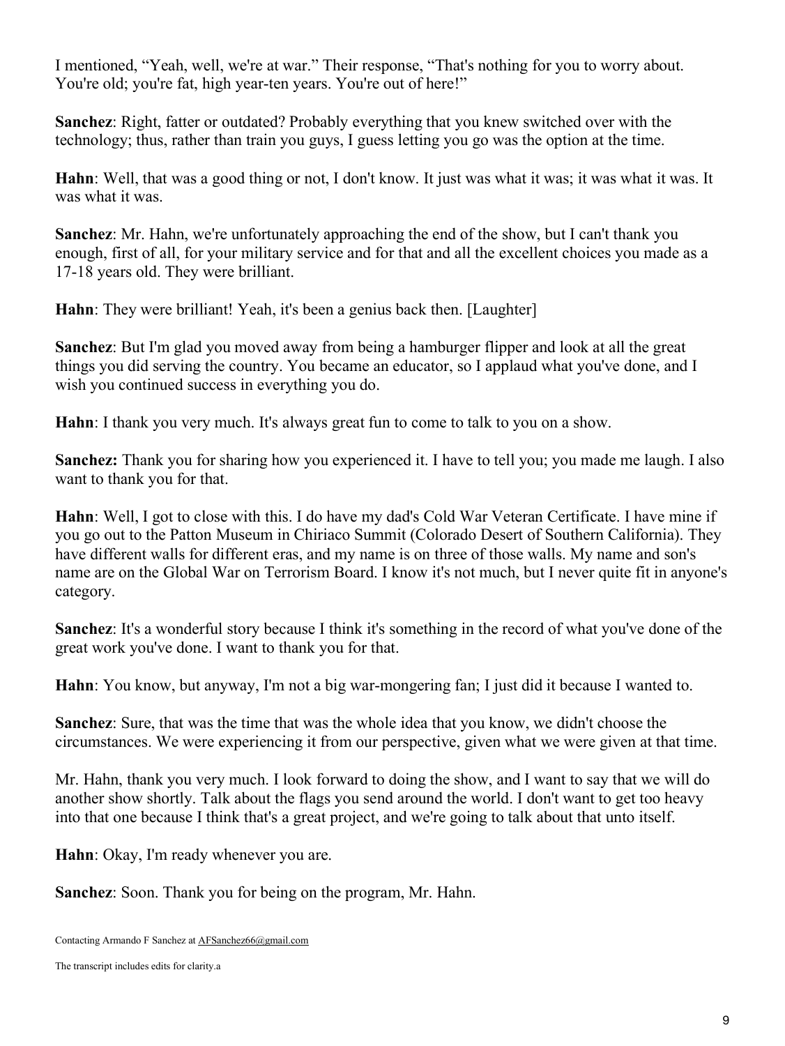I mentioned, "Yeah, well, we're at war." Their response, "That's nothing for you to worry about. You're old; you're fat, high year-ten years. You're out of here!"

**Sanchez**: Right, fatter or outdated? Probably everything that you knew switched over with the technology; thus, rather than train you guys, I guess letting you go was the option at the time.

**Hahn**: Well, that was a good thing or not, I don't know. It just was what it was; it was what it was. It was what it was.

**Sanchez**: Mr. Hahn, we're unfortunately approaching the end of the show, but I can't thank you enough, first of all, for your military service and for that and all the excellent choices you made as a 17-18 years old. They were brilliant.

**Hahn**: They were brilliant! Yeah, it's been a genius back then. [Laughter]

**Sanchez**: But I'm glad you moved away from being a hamburger flipper and look at all the great things you did serving the country. You became an educator, so I applaud what you've done, and I wish you continued success in everything you do.

**Hahn**: I thank you very much. It's always great fun to come to talk to you on a show.

**Sanchez:** Thank you for sharing how you experienced it. I have to tell you; you made me laugh. I also want to thank you for that.

**Hahn**: Well, I got to close with this. I do have my dad's Cold War Veteran Certificate. I have mine if you go out to the Patton Museum in Chiriaco Summit (Colorado Desert of Southern California). They have different walls for different eras, and my name is on three of those walls. My name and son's name are on the Global War on Terrorism Board. I know it's not much, but I never quite fit in anyone's category.

**Sanchez**: It's a wonderful story because I think it's something in the record of what you've done of the great work you've done. I want to thank you for that.

**Hahn**: You know, but anyway, I'm not a big war-mongering fan; I just did it because I wanted to.

**Sanchez**: Sure, that was the time that was the whole idea that you know, we didn't choose the circumstances. We were experiencing it from our perspective, given what we were given at that time.

Mr. Hahn, thank you very much. I look forward to doing the show, and I want to say that we will do another show shortly. Talk about the flags you send around the world. I don't want to get too heavy into that one because I think that's a great project, and we're going to talk about that unto itself.

**Hahn**: Okay, I'm ready whenever you are.

**Sanchez**: Soon. Thank you for being on the program, Mr. Hahn.

Contacting Armando F Sanchez at AFSanchez66@gmail.com

The transcript includes edits for clarity.a